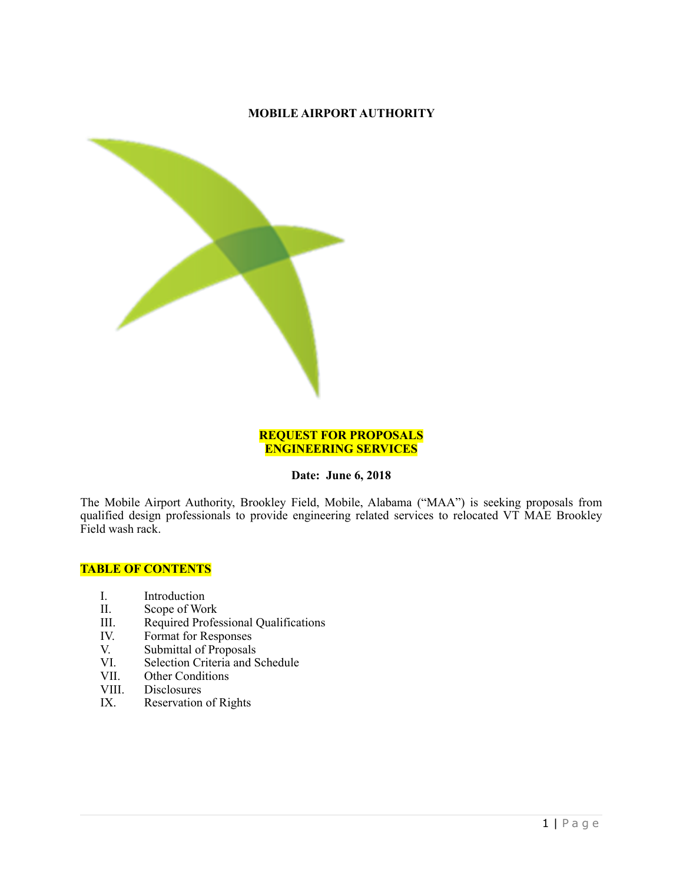**MOBILE AIRPORT AUTHORITY**

**REQUEST FOR PROPOSALS**
**ENGINEERING SERVICES**

**Date: June 6, 2018**

The Mobile Airport Authority, Brookley Field, Mobile, Alabama ("MAA") is seeking proposals from qualified design professionals to provide engineering related services to relocated VT MAE Brookley Field wash rack.

**TABLE OF CONTENTS**

I. Introduction
II. Scope of Work
III. Required Professional Qualifications
IV. Format for Responses
V. Submittal of Proposals
VI. Selection Criteria and Schedule
VII. Other Conditions
VIII. Disclosures
IX. Reservation of Rights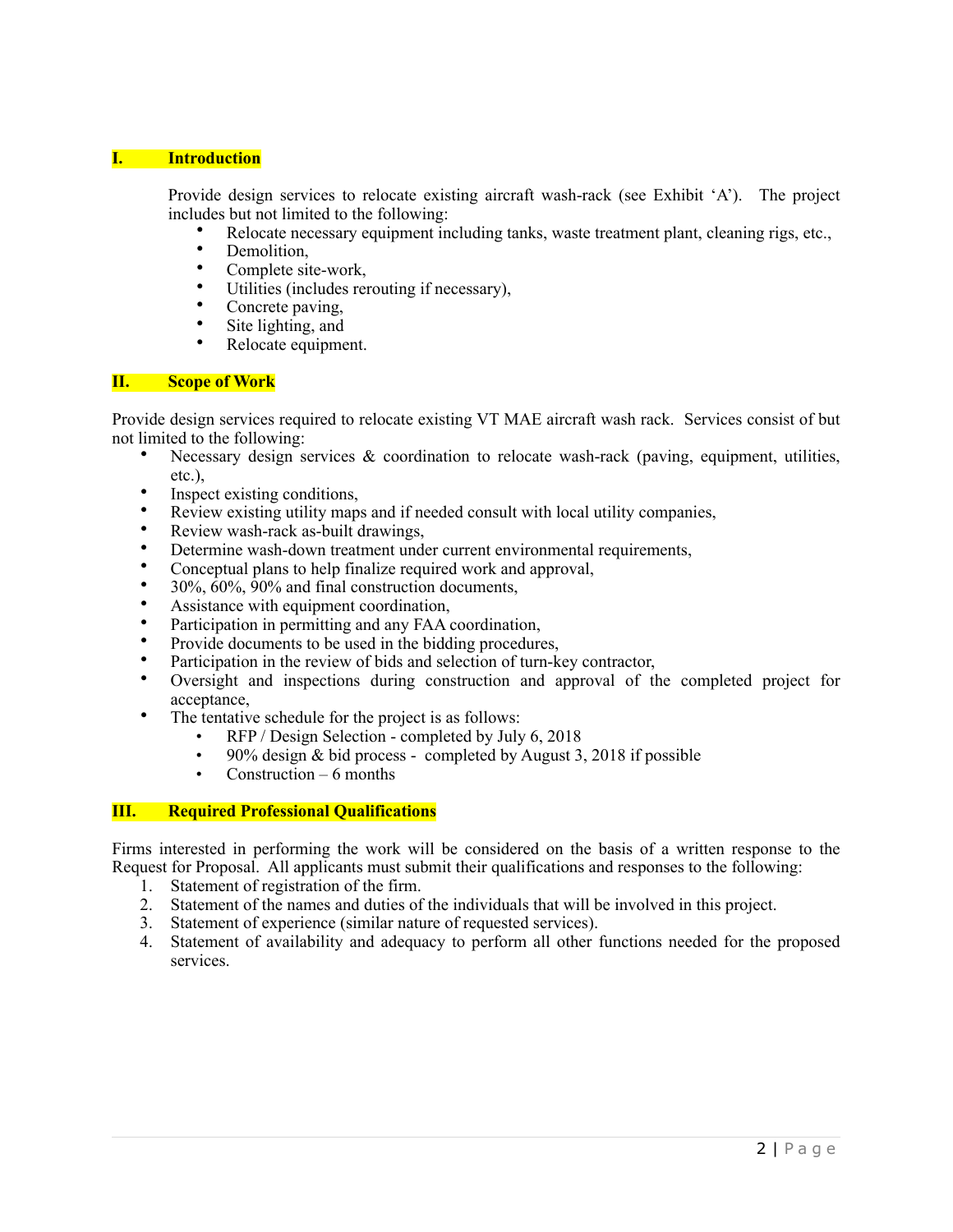## I. Introduction

Provide design services to relocate existing aircraft wash-rack (see Exhibit 'A'). The project includes but not limited to the following:

- Relocate necessary equipment including tanks, waste treatment plant, cleaning rigs, etc.,
- Demolition,
- Complete site-work,
- Utilities (includes rerouting if necessary),
- Concrete paving,
- Site lighting, and
- Relocate equipment.

## II. Scope of Work

Provide design services required to relocate existing VT MAE aircraft wash rack. Services consist of but not limited to the following:

- Necessary design services & coordination to relocate wash-rack (paving, equipment, utilities, etc.),
- Inspect existing conditions,
- Review existing utility maps and if needed consult with local utility companies,
- Review wash-rack as-built drawings,
- Determine wash-down treatment under current environmental requirements,
- Conceptual plans to help finalize required work and approval,
- 30%, 60%, 90% and final construction documents,
- Assistance with equipment coordination,
- Participation in permitting and any FAA coordination,
- Provide documents to be used in the bidding procedures,
- Participation in the review of bids and selection of turn-key contractor,
- Oversight and inspections during construction and approval of the completed project for acceptance,
- The tentative schedule for the project is as follows:
  - RFP / Design Selection - completed by July 6, 2018
  - 90% design & bid process - completed by August 3, 2018 if possible
  - Construction – 6 months

## III. Required Professional Qualifications

Firms interested in performing the work will be considered on the basis of a written response to the Request for Proposal. All applicants must submit their qualifications and responses to the following:

1. Statement of registration of the firm.
2. Statement of the names and duties of the individuals that will be involved in this project.
3. Statement of experience (similar nature of requested services).
4. Statement of availability and adequacy to perform all other functions needed for the proposed services.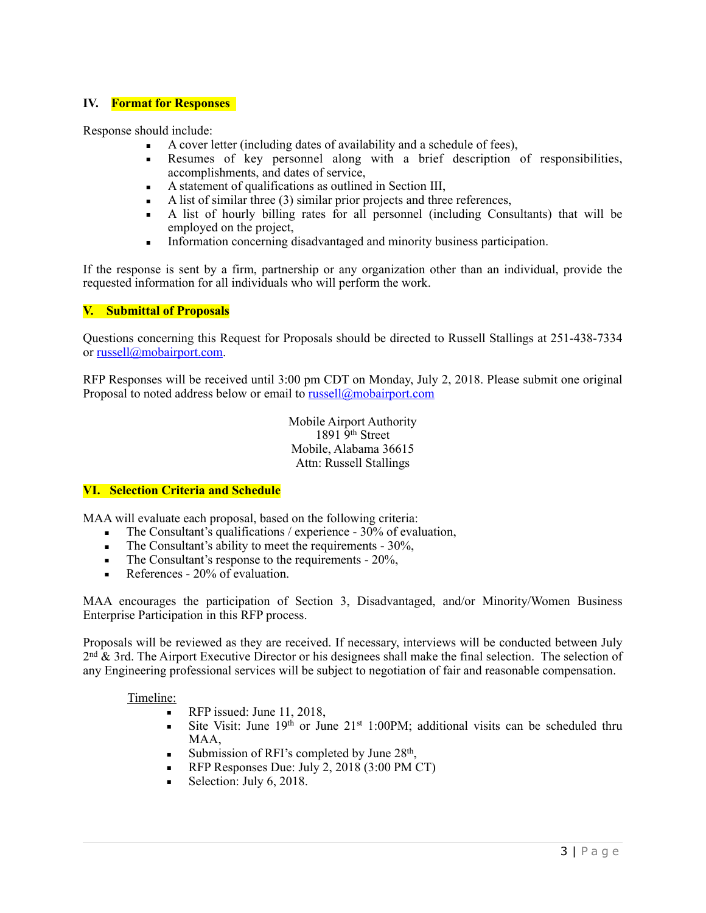## IV. Format for Responses

Response should include:

- A cover letter (including dates of availability and a schedule of fees),
- Resumes of key personnel along with a brief description of responsibilities, accomplishments, and dates of service,
- A statement of qualifications as outlined in Section III,
- A list of similar three (3) similar prior projects and three references,
- A list of hourly billing rates for all personnel (including Consultants) that will be employed on the project,
- Information concerning disadvantaged and minority business participation.

If the response is sent by a firm, partnership or any organization other than an individual, provide the requested information for all individuals who will perform the work.

## V. Submittal of Proposals

Questions concerning this Request for Proposals should be directed to Russell Stallings at 251-438-7334 or russell@mobairport.com.

RFP Responses will be received until 3:00 pm CDT on Monday, July 2, 2018. Please submit one original Proposal to noted address below or email to russell@mobairport.com

Mobile Airport Authority
1891 9th Street
Mobile, Alabama 36615
Attn: Russell Stallings

## VI. Selection Criteria and Schedule

MAA will evaluate each proposal, based on the following criteria:

- The Consultant's qualifications / experience - 30% of evaluation,
- The Consultant's ability to meet the requirements - 30%,
- The Consultant's response to the requirements - 20%,
- References - 20% of evaluation.

MAA encourages the participation of Section 3, Disadvantaged, and/or Minority/Women Business Enterprise Participation in this RFP process.

Proposals will be reviewed as they are received. If necessary, interviews will be conducted between July 2nd & 3rd. The Airport Executive Director or his designees shall make the final selection. The selection of any Engineering professional services will be subject to negotiation of fair and reasonable compensation.

Timeline:

- RFP issued: June 11, 2018,
- Site Visit: June 19th or June 21st 1:00PM; additional visits can be scheduled thru MAA,
- Submission of RFI's completed by June 28th,
- RFP Responses Due: July 2, 2018 (3:00 PM CT)
- Selection: July 6, 2018.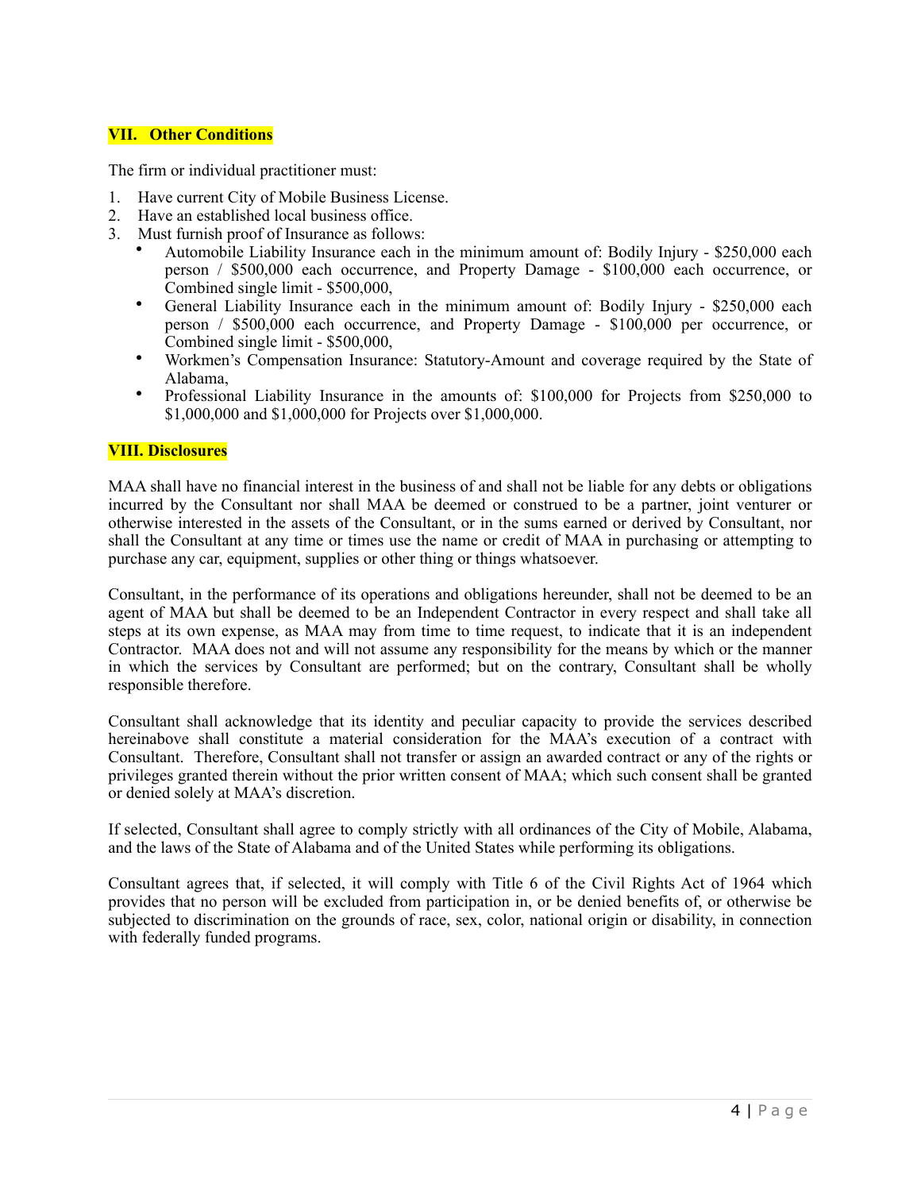## VII. Other Conditions

The firm or individual practitioner must:

1. Have current City of Mobile Business License.
2. Have an established local business office.
3. Must furnish proof of Insurance as follows:
   - Automobile Liability Insurance each in the minimum amount of: Bodily Injury - $250,000 each person / $500,000 each occurrence, and Property Damage - $100,000 each occurrence, or Combined single limit - $500,000,
   - General Liability Insurance each in the minimum amount of: Bodily Injury - $250,000 each person / $500,000 each occurrence, and Property Damage - $100,000 per occurrence, or Combined single limit - $500,000,
   - Workmen's Compensation Insurance: Statutory-Amount and coverage required by the State of Alabama,
   - Professional Liability Insurance in the amounts of: $100,000 for Projects from $250,000 to $1,000,000 and $1,000,000 for Projects over $1,000,000.

## VIII. Disclosures

MAA shall have no financial interest in the business of and shall not be liable for any debts or obligations incurred by the Consultant nor shall MAA be deemed or construed to be a partner, joint venturer or otherwise interested in the assets of the Consultant, or in the sums earned or derived by Consultant, nor shall the Consultant at any time or times use the name or credit of MAA in purchasing or attempting to purchase any car, equipment, supplies or other thing or things whatsoever.

Consultant, in the performance of its operations and obligations hereunder, shall not be deemed to be an agent of MAA but shall be deemed to be an Independent Contractor in every respect and shall take all steps at its own expense, as MAA may from time to time request, to indicate that it is an independent Contractor. MAA does not and will not assume any responsibility for the means by which or the manner in which the services by Consultant are performed; but on the contrary, Consultant shall be wholly responsible therefore.

Consultant shall acknowledge that its identity and peculiar capacity to provide the services described hereinabove shall constitute a material consideration for the MAA's execution of a contract with Consultant. Therefore, Consultant shall not transfer or assign an awarded contract or any of the rights or privileges granted therein without the prior written consent of MAA; which such consent shall be granted or denied solely at MAA's discretion.

If selected, Consultant shall agree to comply strictly with all ordinances of the City of Mobile, Alabama, and the laws of the State of Alabama and of the United States while performing its obligations.

Consultant agrees that, if selected, it will comply with Title 6 of the Civil Rights Act of 1964 which provides that no person will be excluded from participation in, or be denied benefits of, or otherwise be subjected to discrimination on the grounds of race, sex, color, national origin or disability, in connection with federally funded programs.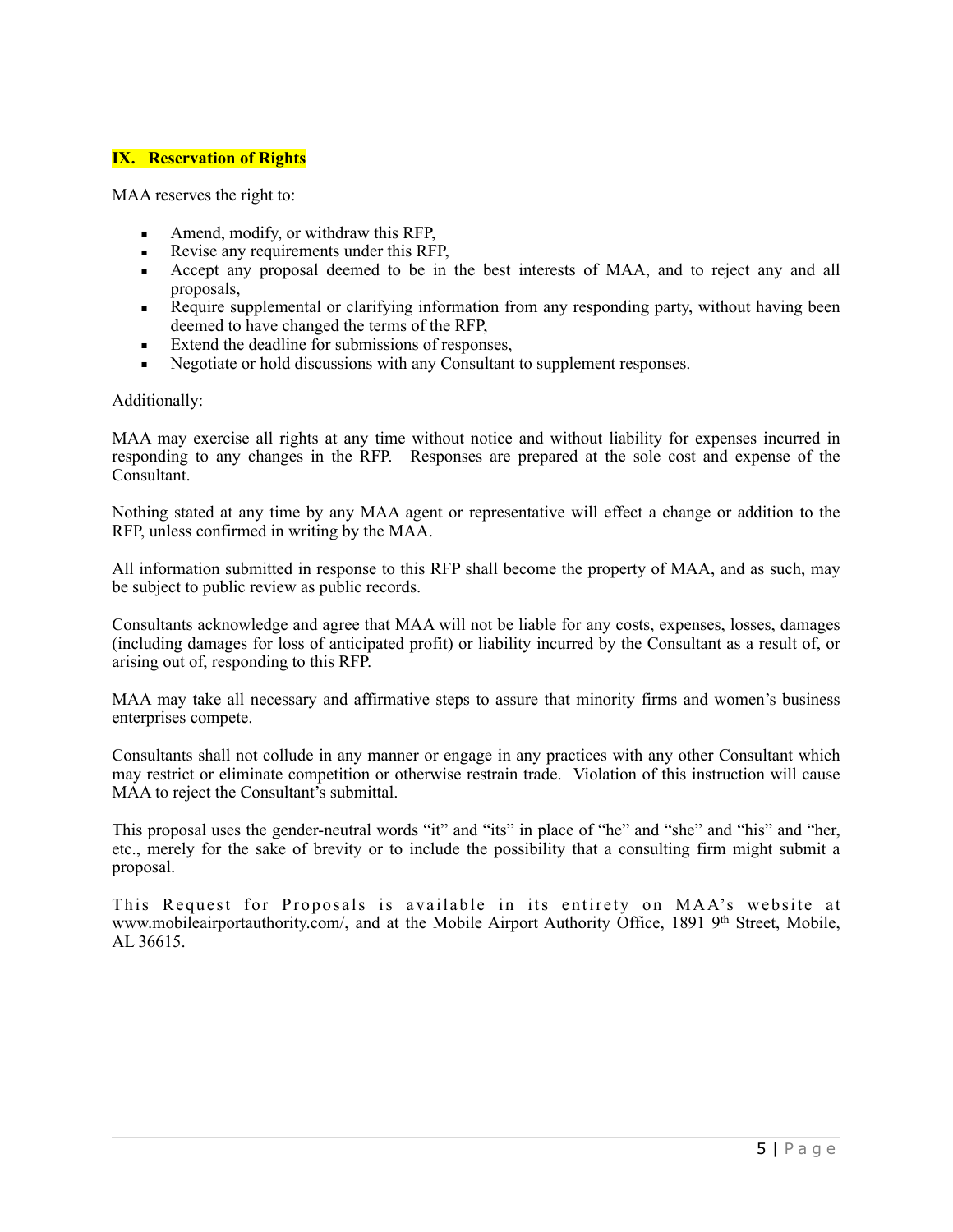## IX. Reservation of Rights

MAA reserves the right to:

- Amend, modify, or withdraw this RFP,
- Revise any requirements under this RFP,
- Accept any proposal deemed to be in the best interests of MAA, and to reject any and all proposals,
- Require supplemental or clarifying information from any responding party, without having been deemed to have changed the terms of the RFP,
- Extend the deadline for submissions of responses,
- Negotiate or hold discussions with any Consultant to supplement responses.

Additionally:

MAA may exercise all rights at any time without notice and without liability for expenses incurred in responding to any changes in the RFP. Responses are prepared at the sole cost and expense of the Consultant.

Nothing stated at any time by any MAA agent or representative will effect a change or addition to the RFP, unless confirmed in writing by the MAA.

All information submitted in response to this RFP shall become the property of MAA, and as such, may be subject to public review as public records.

Consultants acknowledge and agree that MAA will not be liable for any costs, expenses, losses, damages (including damages for loss of anticipated profit) or liability incurred by the Consultant as a result of, or arising out of, responding to this RFP.

MAA may take all necessary and affirmative steps to assure that minority firms and women's business enterprises compete.

Consultants shall not collude in any manner or engage in any practices with any other Consultant which may restrict or eliminate competition or otherwise restrain trade. Violation of this instruction will cause MAA to reject the Consultant's submittal.

This proposal uses the gender-neutral words "it" and "its" in place of "he" and "she" and "his" and "her, etc., merely for the sake of brevity or to include the possibility that a consulting firm might submit a proposal.

This Request for Proposals is available in its entirety on MAA's website at www.mobileairportauthority.com/, and at the Mobile Airport Authority Office, 1891 9th Street, Mobile, AL 36615.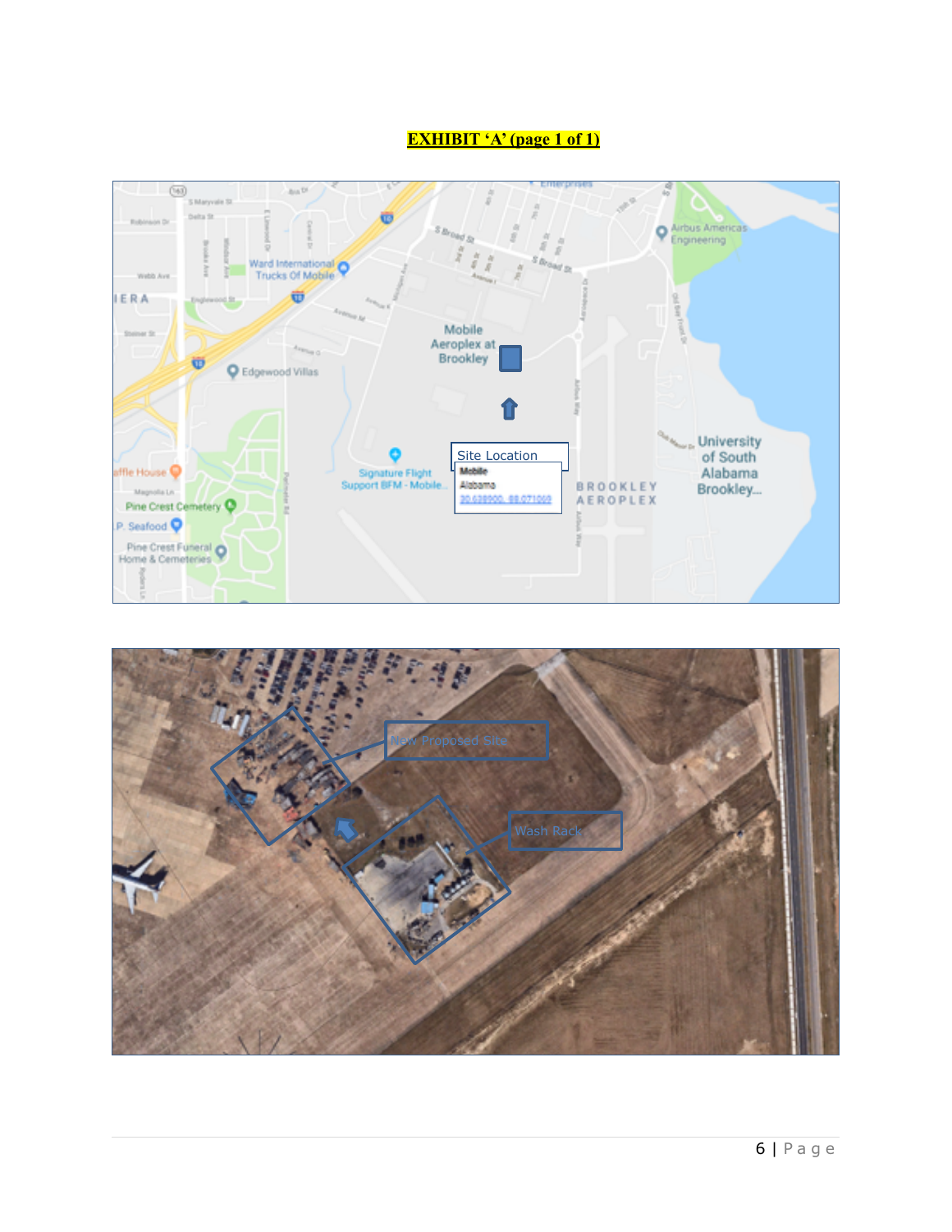**EXHIBIT 'A' (page 1 of 1)**

Site Location

Mobile
Alabama
30.638900, 88.071069

New Proposed Site

Wash Rack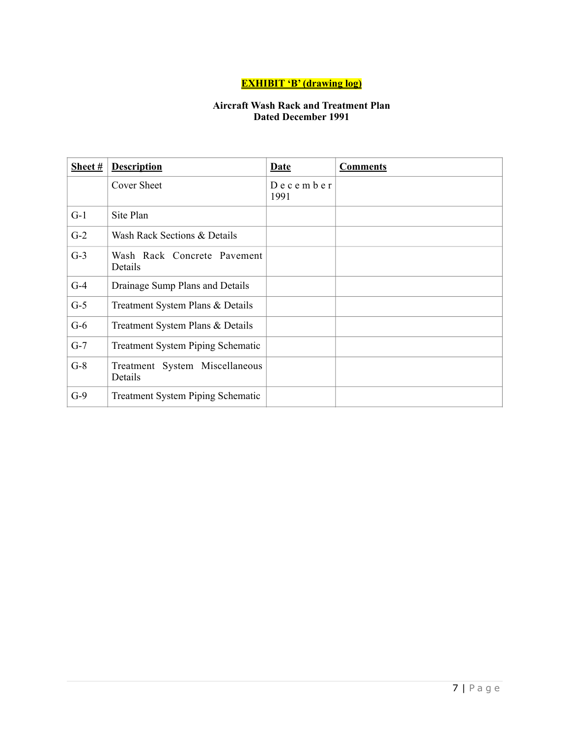**EXHIBIT 'B' (drawing log)**

**Aircraft Wash Rack and Treatment Plan**
**Dated December 1991**

| Sheet # | Description | Date | Comments |
|---|---|---|---|
| | Cover Sheet | December 1991 | |
| G-1 | Site Plan | | |
| G-2 | Wash Rack Sections & Details | | |
| G-3 | Wash Rack Concrete Pavement Details | | |
| G-4 | Drainage Sump Plans and Details | | |
| G-5 | Treatment System Plans & Details | | |
| G-6 | Treatment System Plans & Details | | |
| G-7 | Treatment System Piping Schematic | | |
| G-8 | Treatment System Miscellaneous Details | | |
| G-9 | Treatment System Piping Schematic | | |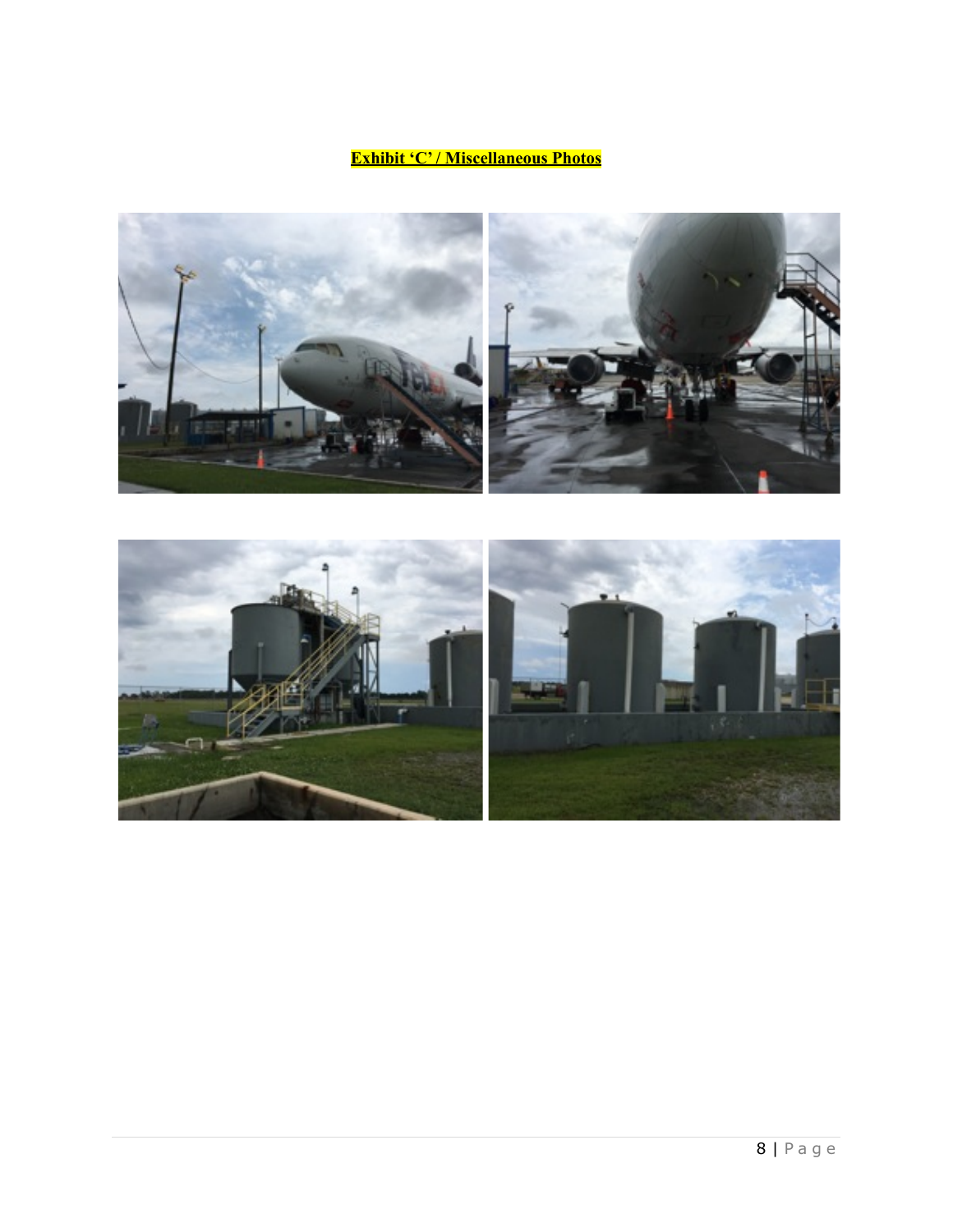**Exhibit 'C' / Miscellaneous Photos**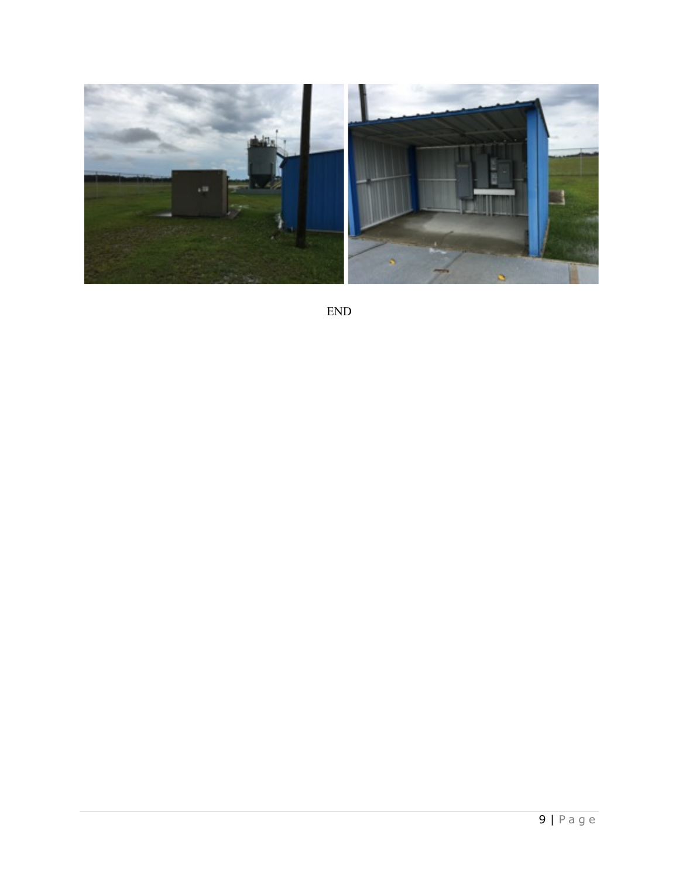END